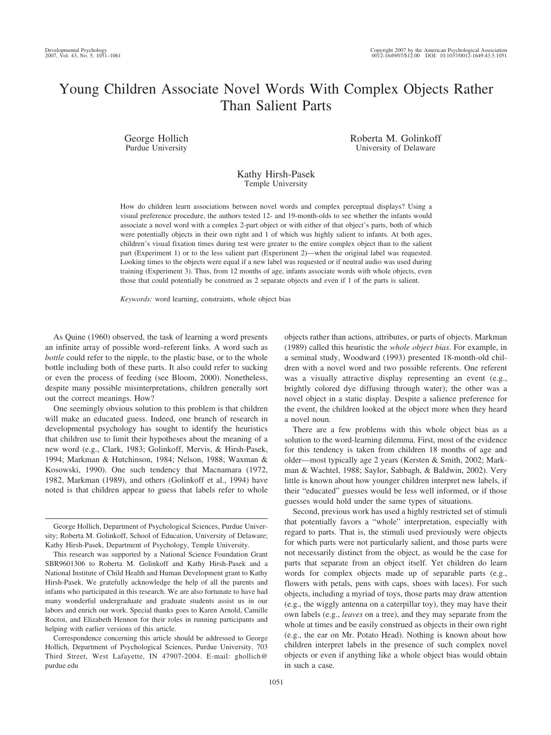# Young Children Associate Novel Words With Complex Objects Rather Than Salient Parts

George Hollich
Purdue University

Roberta M. Golinkoff
University of Delaware

Kathy Hirsh-Pasek
Temple University

How do children learn associations between novel words and complex perceptual displays? Using a visual preference procedure, the authors tested 12- and 19-month-olds to see whether the infants would associate a novel word with a complex 2-part object or with either of that object's parts, both of which were potentially objects in their own right and 1 of which was highly salient to infants. At both ages, children's visual fixation times during test were greater to the entire complex object than to the salient part (Experiment 1) or to the less salient part (Experiment 2)—when the original label was requested. Looking times to the objects were equal if a new label was requested or if neutral audio was used during training (Experiment 3). Thus, from 12 months of age, infants associate words with whole objects, even those that could potentially be construed as 2 separate objects and even if 1 of the parts is salient.

*Keywords:* word learning, constraints, whole object bias

As Quine (1960) observed, the task of learning a word presents an infinite array of possible word–referent links. A word such as *bottle* could refer to the nipple, to the plastic base, or to the whole bottle including both of these parts. It also could refer to sucking or even the process of feeding (see Bloom, 2000). Nonetheless, despite many possible misinterpretations, children generally sort out the correct meanings. How?

One seemingly obvious solution to this problem is that children will make an educated guess. Indeed, one branch of research in developmental psychology has sought to identify the heuristics that children use to limit their hypotheses about the meaning of a new word (e.g., Clark, 1983; Golinkoff, Mervis, & Hirsh-Pasek, 1994; Markman & Hutchinson, 1984; Nelson, 1988; Waxman & Kosowski, 1990). One such tendency that Macnamara (1972, 1982, Markman (1989), and others (Golinkoff et al., 1994) have noted is that children appear to guess that labels refer to whole objects rather than actions, attributes, or parts of objects. Markman (1989) called this heuristic the *whole object bias*. For example, in a seminal study, Woodward (1993) presented 18-month-old children with a novel word and two possible referents. One referent was a visually attractive display representing an event (e.g., brightly colored dye diffusing through water); the other was a novel object in a static display. Despite a salience preference for the event, the children looked at the object more when they heard a novel noun.

There are a few problems with this whole object bias as a solution to the word-learning dilemma. First, most of the evidence for this tendency is taken from children 18 months of age and older—most typically age 2 years (Kersten & Smith, 2002; Markman & Wachtel, 1988; Saylor, Sabbagh, & Baldwin, 2002). Very little is known about how younger children interpret new labels, if their "educated" guesses would be less well informed, or if those guesses would hold under the same types of situations.

Second, previous work has used a highly restricted set of stimuli that potentially favors a "whole" interpretation, especially with regard to parts. That is, the stimuli used previously were objects for which parts were not particularly salient, and those parts were not necessarily distinct from the object, as would be the case for parts that separate from an object itself. Yet children do learn words for complex objects made up of separable parts (e.g., flowers with petals, pens with caps, shoes with laces). For such objects, including a myriad of toys, those parts may draw attention (e.g., the wiggly antenna on a caterpillar toy), they may have their own labels (e.g., *leaves* on a tree), and they may separate from the whole at times and be easily construed as objects in their own right (e.g., the ear on Mr. Potato Head). Nothing is known about how children interpret labels in the presence of such complex novel objects or even if anything like a whole object bias would obtain in such a case.

George Hollich, Department of Psychological Sciences, Purdue University; Roberta M. Golinkoff, School of Education, University of Delaware; Kathy Hirsh-Pasek, Department of Psychology, Temple University.

This research was supported by a National Science Foundation Grant SBR9601306 to Roberta M. Golinkoff and Kathy Hirsh-Pasek and a National Institute of Child Health and Human Development grant to Kathy Hirsh-Pasek. We gratefully acknowledge the help of all the parents and infants who participated in this research. We are also fortunate to have had many wonderful undergraduate and graduate students assist us in our labors and enrich our work. Special thanks goes to Karen Arnold, Camille Rocroi, and Elizabeth Hennon for their roles in running participants and helping with earlier versions of this article.

Correspondence concerning this article should be addressed to George Hollich, Department of Psychological Sciences, Purdue University, 703 Third Street, West Lafayette, IN 47907-2004. E-mail: ghollich@purdue.edu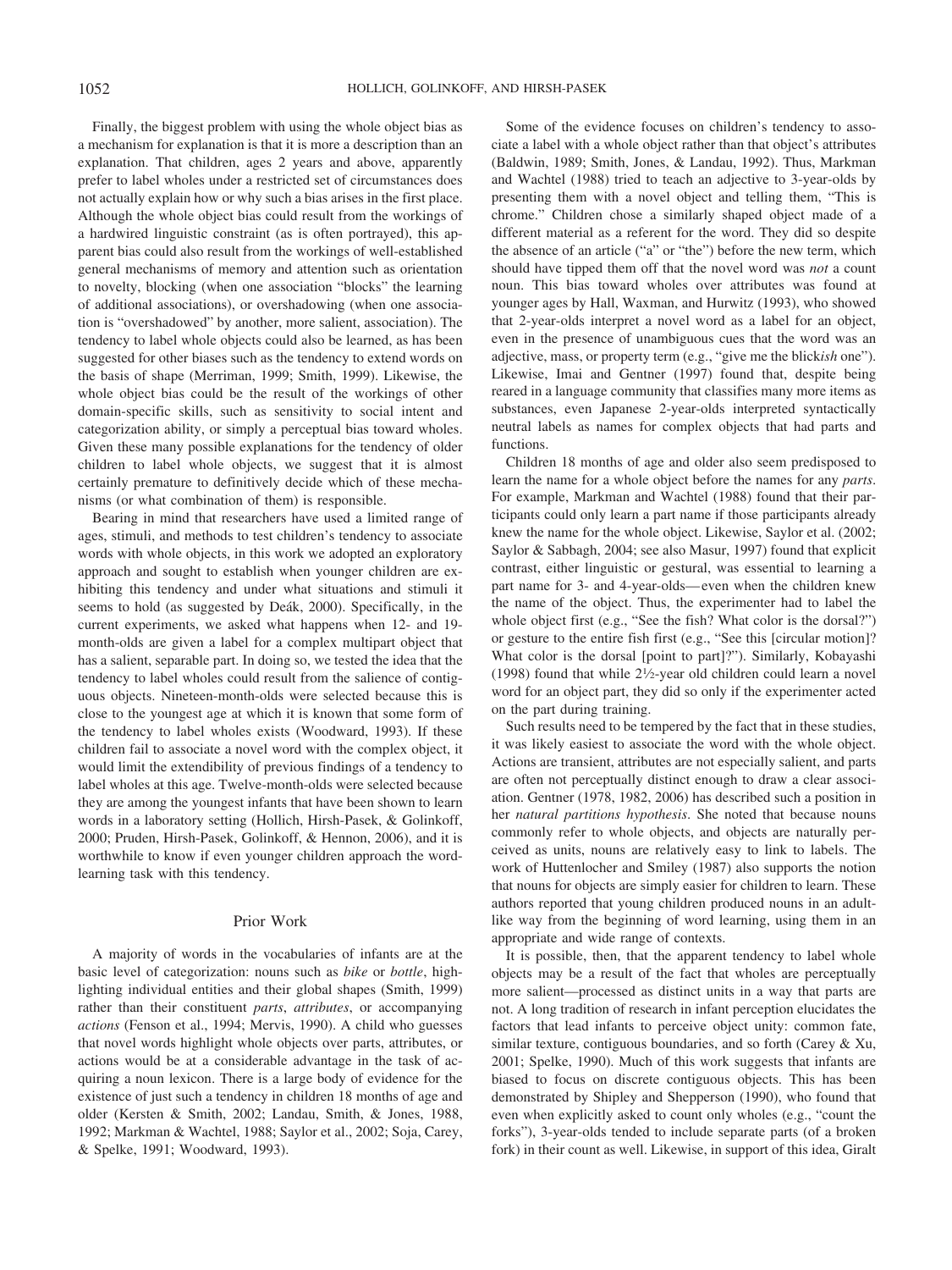Finally, the biggest problem with using the whole object bias as a mechanism for explanation is that it is more a description than an explanation. That children, ages 2 years and above, apparently prefer to label wholes under a restricted set of circumstances does not actually explain how or why such a bias arises in the first place. Although the whole object bias could result from the workings of a hardwired linguistic constraint (as is often portrayed), this apparent bias could also result from the workings of well-established general mechanisms of memory and attention such as orientation to novelty, blocking (when one association "blocks" the learning of additional associations), or overshadowing (when one association is "overshadowed" by another, more salient, association). The tendency to label whole objects could also be learned, as has been suggested for other biases such as the tendency to extend words on the basis of shape (Merriman, 1999; Smith, 1999). Likewise, the whole object bias could be the result of the workings of other domain-specific skills, such as sensitivity to social intent and categorization ability, or simply a perceptual bias toward wholes. Given these many possible explanations for the tendency of older children to label whole objects, we suggest that it is almost certainly premature to definitively decide which of these mechanisms (or what combination of them) is responsible.

Bearing in mind that researchers have used a limited range of ages, stimuli, and methods to test children's tendency to associate words with whole objects, in this work we adopted an exploratory approach and sought to establish when younger children are exhibiting this tendency and under what situations and stimuli it seems to hold (as suggested by Deák, 2000). Specifically, in the current experiments, we asked what happens when 12- and 19-month-olds are given a label for a complex multipart object that has a salient, separable part. In doing so, we tested the idea that the tendency to label wholes could result from the salience of contiguous objects. Nineteen-month-olds were selected because this is close to the youngest age at which it is known that some form of the tendency to label wholes exists (Woodward, 1993). If these children fail to associate a novel word with the complex object, it would limit the extendibility of previous findings of a tendency to label wholes at this age. Twelve-month-olds were selected because they are among the youngest infants that have been shown to learn words in a laboratory setting (Hollich, Hirsh-Pasek, & Golinkoff, 2000; Pruden, Hirsh-Pasek, Golinkoff, & Hennon, 2006), and it is worthwhile to know if even younger children approach the word-learning task with this tendency.

## Prior Work

A majority of words in the vocabularies of infants are at the basic level of categorization: nouns such as *bike* or *bottle*, highlighting individual entities and their global shapes (Smith, 1999) rather than their constituent *parts*, *attributes*, or accompanying *actions* (Fenson et al., 1994; Mervis, 1990). A child who guesses that novel words highlight whole objects over parts, attributes, or actions would be at a considerable advantage in the task of acquiring a noun lexicon. There is a large body of evidence for the existence of just such a tendency in children 18 months of age and older (Kersten & Smith, 2002; Landau, Smith, & Jones, 1988, 1992; Markman & Wachtel, 1988; Saylor et al., 2002; Soja, Carey, & Spelke, 1991; Woodward, 1993).

Some of the evidence focuses on children's tendency to associate a label with a whole object rather than that object's attributes (Baldwin, 1989; Smith, Jones, & Landau, 1992). Thus, Markman and Wachtel (1988) tried to teach an adjective to 3-year-olds by presenting them with a novel object and telling them, "This is chrome." Children chose a similarly shaped object made of a different material as a referent for the word. They did so despite the absence of an article ("a" or "the") before the new term, which should have tipped them off that the novel word was *not* a count noun. This bias toward wholes over attributes was found at younger ages by Hall, Waxman, and Hurwitz (1993), who showed that 2-year-olds interpret a novel word as a label for an object, even in the presence of unambiguous cues that the word was an adjective, mass, or property term (e.g., "give me the blick*ish* one"). Likewise, Imai and Gentner (1997) found that, despite being reared in a language community that classifies many more items as substances, even Japanese 2-year-olds interpreted syntactically neutral labels as names for complex objects that had parts and functions.

Children 18 months of age and older also seem predisposed to learn the name for a whole object before the names for any *parts*. For example, Markman and Wachtel (1988) found that their participants could only learn a part name if those participants already knew the name for the whole object. Likewise, Saylor et al. (2002; Saylor & Sabbagh, 2004; see also Masur, 1997) found that explicit contrast, either linguistic or gestural, was essential to learning a part name for 3- and 4-year-olds—even when the children knew the name of the object. Thus, the experimenter had to label the whole object first (e.g., "See the fish? What color is the dorsal?") or gesture to the entire fish first (e.g., "See this [circular motion]? What color is the dorsal [point to part]?"). Similarly, Kobayashi (1998) found that while 2½-year old children could learn a novel word for an object part, they did so only if the experimenter acted on the part during training.

Such results need to be tempered by the fact that in these studies, it was likely easiest to associate the word with the whole object. Actions are transient, attributes are not especially salient, and parts are often not perceptually distinct enough to draw a clear association. Gentner (1978, 1982, 2006) has described such a position in her *natural partitions hypothesis*. She noted that because nouns commonly refer to whole objects, and objects are naturally perceived as units, nouns are relatively easy to link to labels. The work of Huttenlocher and Smiley (1987) also supports the notion that nouns for objects are simply easier for children to learn. These authors reported that young children produced nouns in an adult-like way from the beginning of word learning, using them in an appropriate and wide range of contexts.

It is possible, then, that the apparent tendency to label whole objects may be a result of the fact that wholes are perceptually more salient—processed as distinct units in a way that parts are not. A long tradition of research in infant perception elucidates the factors that lead infants to perceive object unity: common fate, similar texture, contiguous boundaries, and so forth (Carey & Xu, 2001; Spelke, 1990). Much of this work suggests that infants are biased to focus on discrete contiguous objects. This has been demonstrated by Shipley and Shepperson (1990), who found that even when explicitly asked to count only wholes (e.g., "count the forks"), 3-year-olds tended to include separate parts (of a broken fork) in their count as well. Likewise, in support of this idea, Giralt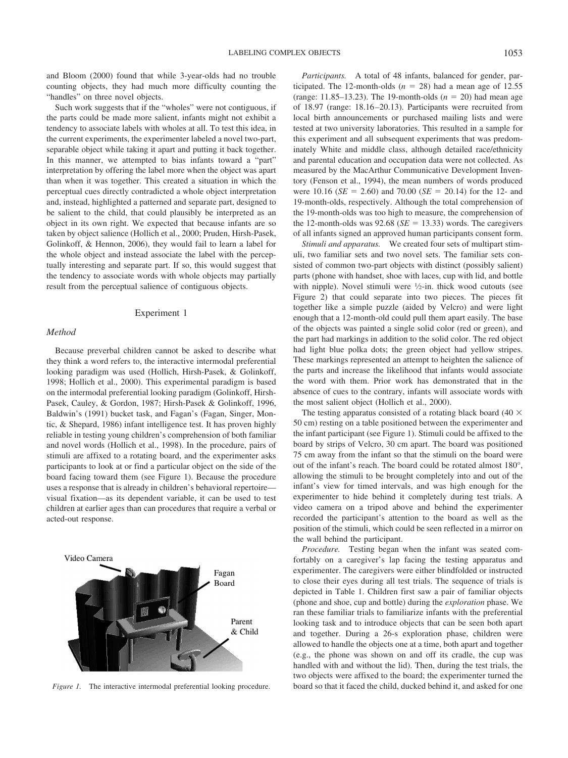and Bloom (2000) found that while 3-year-olds had no trouble counting objects, they had much more difficulty counting the "handles" on three novel objects.

Such work suggests that if the "wholes" were not contiguous, if the parts could be made more salient, infants might not exhibit a tendency to associate labels with wholes at all. To test this idea, in the current experiments, the experimenter labeled a novel two-part, separable object while taking it apart and putting it back together. In this manner, we attempted to bias infants toward a "part" interpretation by offering the label more when the object was apart than when it was together. This created a situation in which the perceptual cues directly contradicted a whole object interpretation and, instead, highlighted a patterned and separate part, designed to be salient to the child, that could plausibly be interpreted as an object in its own right. We expected that because infants are so taken by object salience (Hollich et al., 2000; Pruden, Hirsh-Pasek, Golinkoff, & Hennon, 2006), they would fail to learn a label for the whole object and instead associate the label with the perceptually interesting and separate part. If so, this would suggest that the tendency to associate words with whole objects may partially result from the perceptual salience of contiguous objects.

## Experiment 1

### Method

Because preverbal children cannot be asked to describe what they think a word refers to, the interactive intermodal preferential looking paradigm was used (Hollich, Hirsh-Pasek, & Golinkoff, 1998; Hollich et al., 2000). This experimental paradigm is based on the intermodal preferential looking paradigm (Golinkoff, Hirsh-Pasek, Cauley, & Gordon, 1987; Hirsh-Pasek & Golinkoff, 1996, Baldwin's (1991) bucket task, and Fagan's (Fagan, Singer, Montic, & Shepard, 1986) infant intelligence test. It has proven highly reliable in testing young children's comprehension of both familiar and novel words (Hollich et al., 1998). In the procedure, pairs of stimuli are affixed to a rotating board, and the experimenter asks participants to look at or find a particular object on the side of the board facing toward them (see Figure 1). Because the procedure uses a response that is already in children's behavioral repertoire—visual fixation—as its dependent variable, it can be used to test children at earlier ages than can procedures that require a verbal or acted-out response.

Video Camera

Fagan Board

Parent & Child

*Figure 1.* The interactive intermodal preferential looking procedure.

*Participants.* A total of 48 infants, balanced for gender, participated. The 12-month-olds ($n$ = 28) had a mean age of 12.55 (range: 11.85–13.23). The 19-month-olds ($n$ = 20) had mean age of 18.97 (range: 18.16–20.13). Participants were recruited from local birth announcements or purchased mailing lists and were tested at two university laboratories. This resulted in a sample for this experiment and all subsequent experiments that was predominately White and middle class, although detailed race/ethnicity and parental education and occupation data were not collected. As measured by the MacArthur Communicative Development Inventory (Fenson et al., 1994), the mean numbers of words produced were 10.16 ($SE$ = 2.60) and 70.00 ($SE$ = 20.14) for the 12- and 19-month-olds, respectively. Although the total comprehension of the 19-month-olds was too high to measure, the comprehension of the 12-month-olds was 92.68 ($SE$ = 13.33) words. The caregivers of all infants signed an approved human participants consent form.

*Stimuli and apparatus.* We created four sets of multipart stimuli, two familiar sets and two novel sets. The familiar sets consisted of common two-part objects with distinct (possibly salient) parts (phone with handset, shoe with laces, cup with lid, and bottle with nipple). Novel stimuli were ½-in. thick wood cutouts (see Figure 2) that could separate into two pieces. The pieces fit together like a simple puzzle (aided by Velcro) and were light enough that a 12-month-old could pull them apart easily. The base of the objects was painted a single solid color (red or green), and the part had markings in addition to the solid color. The red object had light blue polka dots; the green object had yellow stripes. These markings represented an attempt to heighten the salience of the parts and increase the likelihood that infants would associate the word with them. Prior work has demonstrated that in the absence of cues to the contrary, infants will associate words with the most salient object (Hollich et al., 2000).

The testing apparatus consisted of a rotating black board (40 × 50 cm) resting on a table positioned between the experimenter and the infant participant (see Figure 1). Stimuli could be affixed to the board by strips of Velcro, 30 cm apart. The board was positioned 75 cm away from the infant so that the stimuli on the board were out of the infant's reach. The board could be rotated almost 180°, allowing the stimuli to be brought completely into and out of the infant's view for timed intervals, and was high enough for the experimenter to hide behind it completely during test trials. A video camera on a tripod above and behind the experimenter recorded the participant's attention to the board as well as the position of the stimuli, which could be seen reflected in a mirror on the wall behind the participant.

*Procedure.* Testing began when the infant was seated comfortably on a caregiver's lap facing the testing apparatus and experimenter. The caregivers were either blindfolded or instructed to close their eyes during all test trials. The sequence of trials is depicted in Table 1. Children first saw a pair of familiar objects (phone and shoe, cup and bottle) during the *exploration* phase. We ran these familiar trials to familiarize infants with the preferential looking task and to introduce objects that can be seen both apart and together. During a 26-s exploration phase, children were allowed to handle the objects one at a time, both apart and together (e.g., the phone was shown on and off its cradle, the cup was handled with and without the lid). Then, during the test trials, the two objects were affixed to the board; the experimenter turned the board so that it faced the child, ducked behind it, and asked for one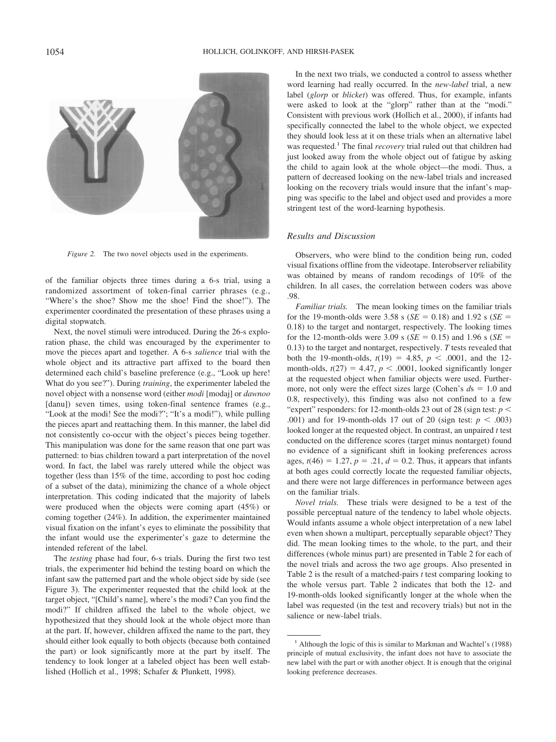*Figure 2.* The two novel objects used in the experiments.

of the familiar objects three times during a 6-s trial, using a randomized assortment of token-final carrier phrases (e.g., "Where's the shoe? Show me the shoe! Find the shoe!"). The experimenter coordinated the presentation of these phrases using a digital stopwatch.

Next, the novel stimuli were introduced. During the 26-s exploration phase, the child was encouraged by the experimenter to move the pieces apart and together. A 6-s *salience* trial with the whole object and its attractive part affixed to the board then determined each child's baseline preference (e.g., "Look up here! What do you see?"). During *training*, the experimenter labeled the novel object with a nonsense word (either *modi* [modaj] or *dawnoo* [danu]) seven times, using token-final sentence frames (e.g., "Look at the modi! See the modi?"; "It's a modi!"), while pulling the pieces apart and reattaching them. In this manner, the label did not consistently co-occur with the object's pieces being together. This manipulation was done for the same reason that one part was patterned: to bias children toward a part interpretation of the novel word. In fact, the label was rarely uttered while the object was together (less than 15% of the time, according to post hoc coding of a subset of the data), minimizing the chance of a whole object interpretation. This coding indicated that the majority of labels were produced when the objects were coming apart (45%) or coming together (24%). In addition, the experimenter maintained visual fixation on the infant's eyes to eliminate the possibility that the infant would use the experimenter's gaze to determine the intended referent of the label.

The *testing* phase had four, 6-s trials. During the first two test trials, the experimenter hid behind the testing board on which the infant saw the patterned part and the whole object side by side (see Figure 3). The experimenter requested that the child look at the target object, "[Child's name], where's the modi? Can you find the modi?" If children affixed the label to the whole object, we hypothesized that they should look at the whole object more than at the part. If, however, children affixed the name to the part, they should either look equally to both objects (because both contained the part) or look significantly more at the part by itself. The tendency to look longer at a labeled object has been well established (Hollich et al., 1998; Schafer & Plunkett, 1998).

In the next two trials, we conducted a control to assess whether word learning had really occurred. In the *new-label* trial, a new label (*glorp* or *blicket*) was offered. Thus, for example, infants were asked to look at the "glorp" rather than at the "modi." Consistent with previous work (Hollich et al., 2000), if infants had specifically connected the label to the whole object, we expected they should look less at it on these trials when an alternative label was requested.[1] The final *recovery* trial ruled out that children had just looked away from the whole object out of fatigue by asking the child to again look at the whole object—the modi. Thus, a pattern of decreased looking on the new-label trials and increased looking on the recovery trials would insure that the infant's mapping was specific to the label and object used and provides a more stringent test of the word-learning hypothesis.

### Results and Discussion

Observers, who were blind to the condition being run, coded visual fixations offline from the videotape. Interobserver reliability was obtained by means of random recodings of 10% of the children. In all cases, the correlation between coders was above .98.

*Familiar trials.* The mean looking times on the familiar trials for the 19-month-olds were 3.58 s ($SE = 0.18$) and 1.92 s ($SE = 0.18$) to the target and nontarget, respectively. The looking times for the 12-month-olds were 3.09 s ($SE = 0.15$) and 1.96 s ($SE = 0.13$) to the target and nontarget, respectively. *T* tests revealed that both the 19-month-olds, $t(19) = 4.85$, $p < .0001$, and the 12-month-olds, $t(27) = 4.47$, $p < .0001$, looked significantly longer at the requested object when familiar objects were used. Furthermore, not only were the effect sizes large (Cohen's $ds = 1.0$ and 0.8, respectively), this finding was also not confined to a few "expert" responders: for 12-month-olds 23 out of 28 (sign test: $p < .001$) and for 19-month-olds 17 out of 20 (sign test: $p < .003$) looked longer at the requested object. In contrast, an unpaired *t* test conducted on the difference scores (target minus nontarget) found no evidence of a significant shift in looking preferences across ages, $t(46) = 1.27$, $p = .21$, $d = 0.2$. Thus, it appears that infants at both ages could correctly locate the requested familiar objects, and there were not large differences in performance between ages on the familiar trials.

*Novel trials.* These trials were designed to be a test of the possible perceptual nature of the tendency to label whole objects. Would infants assume a whole object interpretation of a new label even when shown a multipart, perceptually separable object? They did. The mean looking times to the whole, to the part, and their differences (whole minus part) are presented in Table 2 for each of the novel trials and across the two age groups. Also presented in Table 2 is the result of a matched-pairs *t* test comparing looking to the whole versus part. Table 2 indicates that both the 12- and 19-month-olds looked significantly longer at the whole when the label was requested (in the test and recovery trials) but not in the salience or new-label trials.

[1] Although the logic of this is similar to Markman and Wachtel's (1988) principle of mutual exclusivity, the infant does not have to associate the new label with the part or with another object. It is enough that the original looking preference decreases.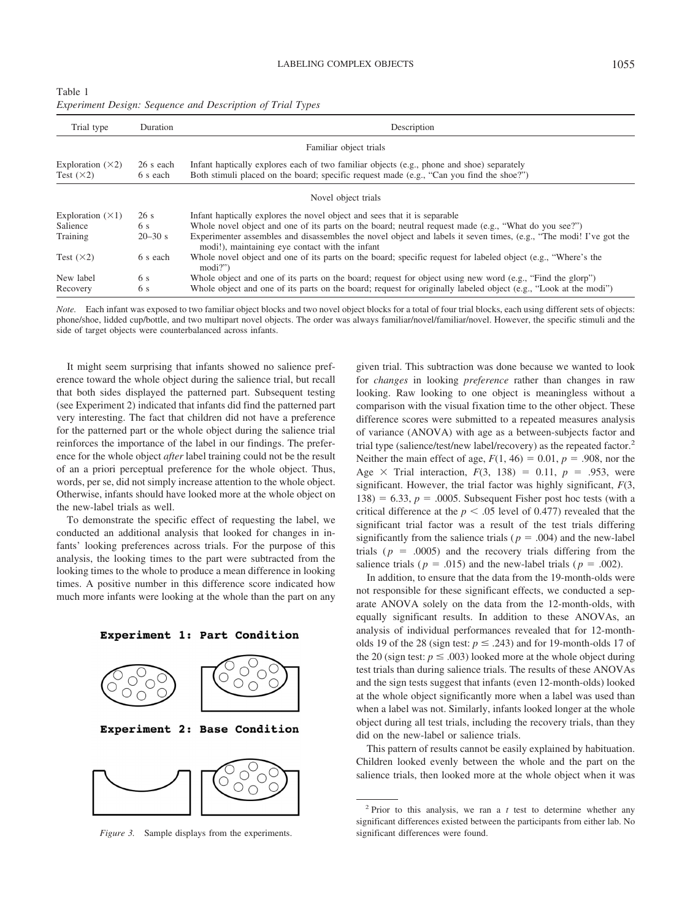Table 1
*Experiment Design: Sequence and Description of Trial Types*

| Trial type | Duration | Description |
|---|---|---|
| | | Familiar object trials |
| Exploration (×2) | 26 s each | Infant haptically explores each of two familiar objects (e.g., phone and shoe) separately |
| Test (×2) | 6 s each | Both stimuli placed on the board; specific request made (e.g., "Can you find the shoe?") |
| | | Novel object trials |
| Exploration (×1) | 26 s | Infant haptically explores the novel object and sees that it is separable |
| Salience | 6 s | Whole novel object and one of its parts on the board; neutral request made (e.g., "What do you see?") |
| Training | 20–30 s | Experimenter assembles and disassembles the novel object and labels it seven times, (e.g., "The modi! I've got the modi!), maintaining eye contact with the infant |
| Test (×2) | 6 s each | Whole novel object and one of its parts on the board; specific request for labeled object (e.g., "Where's the modi?") |
| New label | 6 s | Whole object and one of its parts on the board; request for object using new word (e.g., "Find the glorp") |
| Recovery | 6 s | Whole object and one of its parts on the board; request for originally labeled object (e.g., "Look at the modi") |

*Note.* Each infant was exposed to two familiar object blocks and two novel object blocks for a total of four trial blocks, each using different sets of objects: phone/shoe, lidded cup/bottle, and two multipart novel objects. The order was always familiar/novel/familiar/novel. However, the specific stimuli and the side of target objects were counterbalanced across infants.

It might seem surprising that infants showed no salience preference toward the whole object during the salience trial, but recall that both sides displayed the patterned part. Subsequent testing (see Experiment 2) indicated that infants did find the patterned part very interesting. The fact that children did not have a preference for the patterned part or the whole object during the salience trial reinforces the importance of the label in our findings. The preference for the whole object *after* label training could not be the result of an a priori perceptual preference for the whole object. Thus, words, per se, did not simply increase attention to the whole object. Otherwise, infants should have looked more at the whole object on the new-label trials as well.

To demonstrate the specific effect of requesting the label, we conducted an additional analysis that looked for changes in infants' looking preferences across trials. For the purpose of this analysis, the looking times to the part were subtracted from the looking times to the whole to produce a mean difference in looking times. A positive number in this difference score indicated how much more infants were looking at the whole than the part on any given trial. This subtraction was done because we wanted to look for *changes* in looking *preference* rather than changes in raw looking. Raw looking to one object is meaningless without a comparison with the visual fixation time to the other object. These difference scores were submitted to a repeated measures analysis of variance (ANOVA) with age as a between-subjects factor and trial type (salience/test/new label/recovery) as the repeated factor.[2] Neither the main effect of age, $F(1, 46) = 0.01$, $p = .908$, nor the Age × Trial interaction, $F(3, 138) = 0.11$, $p = .953$, were significant. However, the trial factor was highly significant, $F(3, 138) = 6.33$, $p = .0005$. Subsequent Fisher post hoc tests (with a critical difference at the $p < .05$ level of 0.477) revealed that the significant trial factor was a result of the test trials differing significantly from the salience trials ($p = .004$) and the new-label trials ($p = .0005$) and the recovery trials differing from the salience trials ($p = .015$) and the new-label trials ($p = .002$).

In addition, to ensure that the data from the 19-month-olds were not responsible for these significant effects, we conducted a separate ANOVA solely on the data from the 12-month-olds, with equally significant results. In addition to these ANOVAs, an analysis of individual performances revealed that for 12-month-olds 19 of the 28 (sign test: $p \leq .243$) and for 19-month-olds 17 of the 20 (sign test: $p \leq .003$) looked more at the whole object during test trials than during salience trials. The results of these ANOVAs and the sign tests suggest that infants (even 12-month-olds) looked at the whole object significantly more when a label was used than when a label was not. Similarly, infants looked longer at the whole object during all test trials, including the recovery trials, than they did on the new-label or salience trials.

This pattern of results cannot be easily explained by habituation. Children looked evenly between the whole and the part on the salience trials, then looked more at the whole object when it was

**Experiment 1: Part Condition**

**Experiment 2: Base Condition**

*Figure 3.* Sample displays from the experiments.

[2] Prior to this analysis, we ran a *t* test to determine whether any significant differences existed between the participants from either lab. No significant differences were found.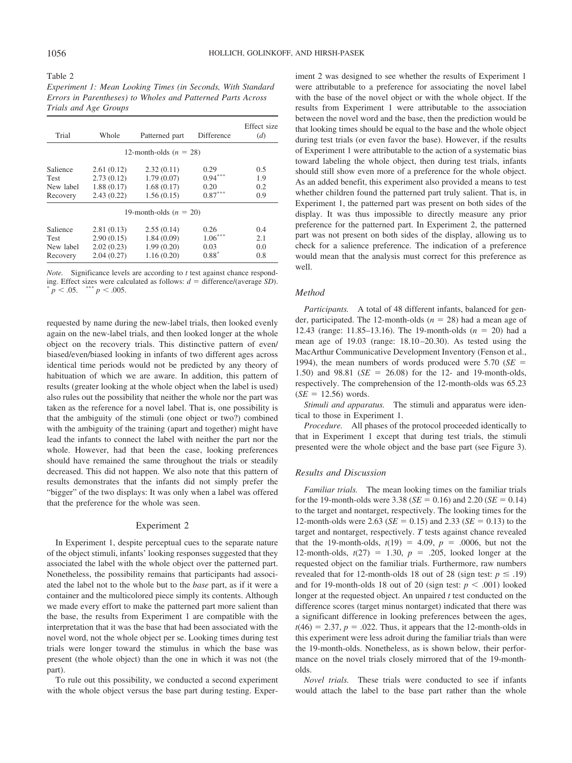Table 2

*Experiment 1: Mean Looking Times (in Seconds, With Standard Errors in Parentheses) to Wholes and Patterned Parts Across Trials and Age Groups*

| Trial | Whole | Patterned part | Difference | Effect size ($d$) |
|---|---|---|---|---|
| 12-month-olds ($n$ = 28) | | | | |
| Salience | 2.61 (0.12) | 2.32 (0.11) | 0.29 | 0.5 |
| Test | 2.73 (0.12) | 1.79 (0.07) | 0.94*** | 1.9 |
| New label | 1.88 (0.17) | 1.68 (0.17) | 0.20 | 0.2 |
| Recovery | 2.43 (0.22) | 1.56 (0.15) | 0.87*** | 0.9 |
| 19-month-olds ($n$ = 20) | | | | |
| Salience | 2.81 (0.13) | 2.55 (0.14) | 0.26 | 0.4 |
| Test | 2.90 (0.15) | 1.84 (0.09) | 1.06*** | 2.1 |
| New label | 2.02 (0.23) | 1.99 (0.20) | 0.03 | 0.0 |
| Recovery | 2.04 (0.27) | 1.16 (0.20) | 0.88* | 0.8 |

*Note.* Significance levels are according to $t$ test against chance responding. Effect sizes were calculated as follows: $d$ = difference/(average $SD$).
* $p < .05$. *** $p < .005$.

requested by name during the new-label trials, then looked evenly again on the new-label trials, and then looked longer at the whole object on the recovery trials. This distinctive pattern of even/biased/even/biased looking in infants of two different ages across identical time periods would not be predicted by any theory of habituation of which we are aware. In addition, this pattern of results (greater looking at the whole object when the label is used) also rules out the possibility that neither the whole nor the part was taken as the reference for a novel label. That is, one possibility is that the ambiguity of the stimuli (one object or two?) combined with the ambiguity of the training (apart and together) might have lead the infants to connect the label with neither the part nor the whole. However, had that been the case, looking preferences should have remained the same throughout the trials or steadily decreased. This did not happen. We also note that this pattern of results demonstrates that the infants did not simply prefer the "bigger" of the two displays: It was only when a label was offered that the preference for the whole was seen.

## Experiment 2

In Experiment 1, despite perceptual cues to the separate nature of the object stimuli, infants' looking responses suggested that they associated the label with the whole object over the patterned part. Nonetheless, the possibility remains that participants had associated the label not to the whole but to the *base* part, as if it were a container and the multicolored piece simply its contents. Although we made every effort to make the patterned part more salient than the base, the results from Experiment 1 are compatible with the interpretation that it was the base that had been associated with the novel word, not the whole object per se. Looking times during test trials were longer toward the stimulus in which the base was present (the whole object) than the one in which it was not (the part).

To rule out this possibility, we conducted a second experiment with the whole object versus the base part during testing. Experiment 2 was designed to see whether the results of Experiment 1 were attributable to a preference for associating the novel label with the base of the novel object or with the whole object. If the results from Experiment 1 were attributable to the association between the novel word and the base, then the prediction would be that looking times should be equal to the base and the whole object during test trials (or even favor the base). However, if the results of Experiment 1 were attributable to the action of a systematic bias toward labeling the whole object, then during test trials, infants should still show even more of a preference for the whole object. As an added benefit, this experiment also provided a means to test whether children found the patterned part truly salient. That is, in Experiment 1, the patterned part was present on both sides of the display. It was thus impossible to directly measure any prior preference for the patterned part. In Experiment 2, the patterned part was not present on both sides of the display, allowing us to check for a salience preference. The indication of a preference would mean that the analysis must correct for this preference as well.

### Method

*Participants.* A total of 48 different infants, balanced for gender, participated. The 12-month-olds ($n$ = 28) had a mean age of 12.43 (range: 11.85–13.16). The 19-month-olds ($n$ = 20) had a mean age of 19.03 (range: 18.10–20.30). As tested using the MacArthur Communicative Development Inventory (Fenson et al., 1994), the mean numbers of words produced were 5.70 ($SE$ = 1.50) and 98.81 ($SE$ = 26.08) for the 12- and 19-month-olds, respectively. The comprehension of the 12-month-olds was 65.23 ($SE$ = 12.56) words.

*Stimuli and apparatus.* The stimuli and apparatus were identical to those in Experiment 1.

*Procedure.* All phases of the protocol proceeded identically to that in Experiment 1 except that during test trials, the stimuli presented were the whole object and the base part (see Figure 3).

### Results and Discussion

*Familiar trials.* The mean looking times on the familiar trials for the 19-month-olds were 3.38 ($SE$ = 0.16) and 2.20 ($SE$ = 0.14) to the target and nontarget, respectively. The looking times for the 12-month-olds were 2.63 ($SE$ = 0.15) and 2.33 ($SE$ = 0.13) to the target and nontarget, respectively. $T$ tests against chance revealed that the 19-month-olds, $t(19) = 4.09$, $p = .0006$, but not the 12-month-olds, $t(27) = 1.30$, $p = .205$, looked longer at the requested object on the familiar trials. Furthermore, raw numbers revealed that for 12-month-olds 18 out of 28 (sign test: $p \leq .19$) and for 19-month-olds 18 out of 20 (sign test: $p < .001$) looked longer at the requested object. An unpaired $t$ test conducted on the difference scores (target minus nontarget) indicated that there was a significant difference in looking preferences between the ages, $t(46) = 2.37$, $p = .022$. Thus, it appears that the 12-month-olds in this experiment were less adroit during the familiar trials than were the 19-month-olds. Nonetheless, as is shown below, their performance on the novel trials closely mirrored that of the 19-month-olds.

*Novel trials.* These trials were conducted to see if infants would attach the label to the base part rather than the whole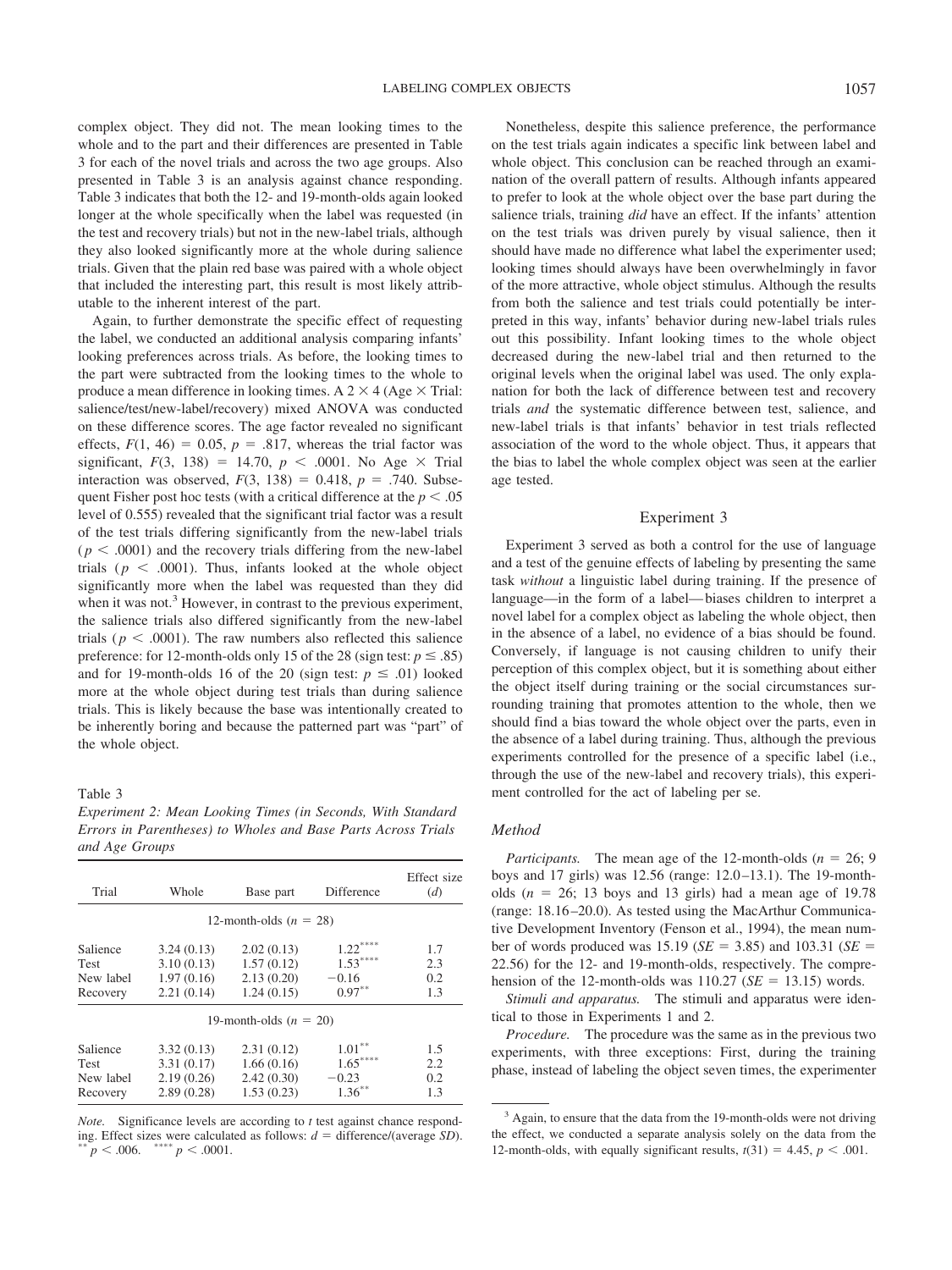complex object. They did not. The mean looking times to the whole and to the part and their differences are presented in Table 3 for each of the novel trials and across the two age groups. Also presented in Table 3 is an analysis against chance responding. Table 3 indicates that both the 12- and 19-month-olds again looked longer at the whole specifically when the label was requested (in the test and recovery trials) but not in the new-label trials, although they also looked significantly more at the whole during salience trials. Given that the plain red base was paired with a whole object that included the interesting part, this result is most likely attributable to the inherent interest of the part.

Again, to further demonstrate the specific effect of requesting the label, we conducted an additional analysis comparing infants' looking preferences across trials. As before, the looking times to the part were subtracted from the looking times to the whole to produce a mean difference in looking times. A 2 × 4 (Age × Trial: salience/test/new-label/recovery) mixed ANOVA was conducted on these difference scores. The age factor revealed no significant effects, $F(1, 46) = 0.05$, $p = .817$, whereas the trial factor was significant, $F(3, 138) = 14.70$, $p < .0001$. No Age × Trial interaction was observed, $F(3, 138) = 0.418$, $p = .740$. Subsequent Fisher post hoc tests (with a critical difference at the $p < .05$ level of 0.555) revealed that the significant trial factor was a result of the test trials differing significantly from the new-label trials ($p < .0001$) and the recovery trials differing from the new-label trials ($p < .0001$). Thus, infants looked at the whole object significantly more when the label was requested than they did when it was not.[3] However, in contrast to the previous experiment, the salience trials also differed significantly from the new-label trials ($p < .0001$). The raw numbers also reflected this salience preference: for 12-month-olds only 15 of the 28 (sign test: $p \leq .85$) and for 19-month-olds 16 of the 20 (sign test: $p \leq .01$) looked more at the whole object during test trials than during salience trials. This is likely because the base was intentionally created to be inherently boring and because the patterned part was "part" of the whole object.

Table 3
*Experiment 2: Mean Looking Times (in Seconds, With Standard Errors in Parentheses) to Wholes and Base Parts Across Trials and Age Groups*

| Trial | Whole | Base part | Difference | Effect size (*d*) |
|---|---|---|---|---|
| 12-month-olds ($n = 28$) | | | | |
| Salience | 3.24 (0.13) | 2.02 (0.13) | $1.22^{****}$ | 1.7 |
| Test | 3.10 (0.13) | 1.57 (0.12) | $1.53^{****}$ | 2.3 |
| New label | 1.97 (0.16) | 2.13 (0.20) | −0.16 | 0.2 |
| Recovery | 2.21 (0.14) | 1.24 (0.15) | $0.97^{**}$ | 1.3 |
| 19-month-olds ($n = 20$) | | | | |
| Salience | 3.32 (0.13) | 2.31 (0.12) | $1.01^{**}$ | 1.5 |
| Test | 3.31 (0.17) | 1.66 (0.16) | $1.65^{****}$ | 2.2 |
| New label | 2.19 (0.26) | 2.42 (0.30) | −0.23 | 0.2 |
| Recovery | 2.89 (0.28) | 1.53 (0.23) | $1.36^{**}$ | 1.3 |

*Note.* Significance levels are according to *t* test against chance responding. Effect sizes were calculated as follows: *d* = difference/(average *SD*).
$^{**}p < .006$. $^{****}p < .0001$.

Nonetheless, despite this salience preference, the performance on the test trials again indicates a specific link between label and whole object. This conclusion can be reached through an examination of the overall pattern of results. Although infants appeared to prefer to look at the whole object over the base part during the salience trials, training *did* have an effect. If the infants' attention on the test trials was driven purely by visual salience, then it should have made no difference what label the experimenter used; looking times should always have been overwhelmingly in favor of the more attractive, whole object stimulus. Although the results from both the salience and test trials could potentially be interpreted in this way, infants' behavior during new-label trials rules out this possibility. Infant looking times to the whole object decreased during the new-label trial and then returned to the original levels when the original label was used. The only explanation for both the lack of difference between test and recovery trials *and* the systematic difference between test, salience, and new-label trials is that infants' behavior in test trials reflected association of the word to the whole object. Thus, it appears that the bias to label the whole complex object was seen at the earlier age tested.

## Experiment 3

Experiment 3 served as both a control for the use of language and a test of the genuine effects of labeling by presenting the same task *without* a linguistic label during training. If the presence of language—in the form of a label—biases children to interpret a novel label for a complex object as labeling the whole object, then in the absence of a label, no evidence of a bias should be found. Conversely, if language is not causing children to unify their perception of this complex object, but it is something about either the object itself during training or the social circumstances surrounding training that promotes attention to the whole, then we should find a bias toward the whole object over the parts, even in the absence of a label during training. Thus, although the previous experiments controlled for the presence of a specific label (i.e., through the use of the new-label and recovery trials), this experiment controlled for the act of labeling per se.

### Method

*Participants.* The mean age of the 12-month-olds ($n = 26$; 9 boys and 17 girls) was 12.56 (range: 12.0–13.1). The 19-month-olds ($n = 26$; 13 boys and 13 girls) had a mean age of 19.78 (range: 18.16–20.0). As tested using the MacArthur Communicative Development Inventory (Fenson et al., 1994), the mean number of words produced was 15.19 ($SE = 3.85$) and 103.31 ($SE = 22.56$) for the 12- and 19-month-olds, respectively. The comprehension of the 12-month-olds was 110.27 ($SE = 13.15$) words.

*Stimuli and apparatus.* The stimuli and apparatus were identical to those in Experiments 1 and 2.

*Procedure.* The procedure was the same as in the previous two experiments, with three exceptions: First, during the training phase, instead of labeling the object seven times, the experimenter

[3] Again, to ensure that the data from the 19-month-olds were not driving the effect, we conducted a separate analysis solely on the data from the 12-month-olds, with equally significant results, $t(31) = 4.45$, $p < .001$.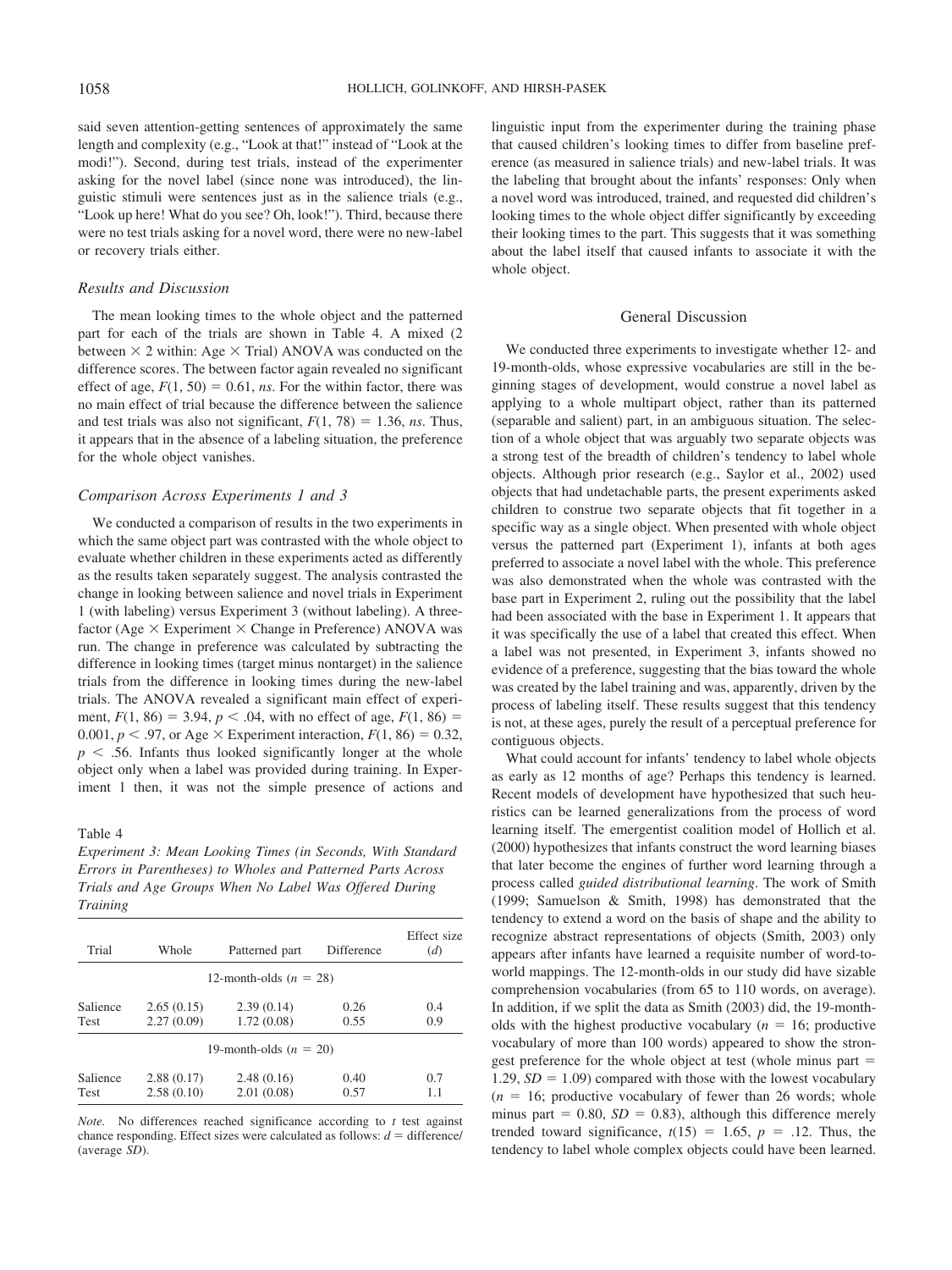said seven attention-getting sentences of approximately the same length and complexity (e.g., "Look at that!" instead of "Look at the modi!"). Second, during test trials, instead of the experimenter asking for the novel label (since none was introduced), the linguistic stimuli were sentences just as in the salience trials (e.g., "Look up here! What do you see? Oh, look!"). Third, because there were no test trials asking for a novel word, there were no new-label or recovery trials either.

### Results and Discussion

The mean looking times to the whole object and the patterned part for each of the trials are shown in Table 4. A mixed (2 between × 2 within: Age × Trial) ANOVA was conducted on the difference scores. The between factor again revealed no significant effect of age, $F(1, 50) = 0.61$, *ns*. For the within factor, there was no main effect of trial because the difference between the salience and test trials was also not significant, $F(1, 78) = 1.36$, *ns*. Thus, it appears that in the absence of a labeling situation, the preference for the whole object vanishes.

### Comparison Across Experiments 1 and 3

We conducted a comparison of results in the two experiments in which the same object part was contrasted with the whole object to evaluate whether children in these experiments acted as differently as the results taken separately suggest. The analysis contrasted the change in looking between salience and novel trials in Experiment 1 (with labeling) versus Experiment 3 (without labeling). A three-factor (Age × Experiment × Change in Preference) ANOVA was run. The change in preference was calculated by subtracting the difference in looking times (target minus nontarget) in the salience trials from the difference in looking times during the new-label trials. The ANOVA revealed a significant main effect of experiment, $F(1, 86) = 3.94$, $p < .04$, with no effect of age, $F(1, 86) = 0.001$, $p < .97$, or Age × Experiment interaction, $F(1, 86) = 0.32$, $p < .56$. Infants thus looked significantly longer at the whole object only when a label was provided during training. In Experiment 1 then, it was not the simple presence of actions and linguistic input from the experimenter during the training phase that caused children's looking times to differ from baseline preference (as measured in salience trials) and new-label trials. It was the labeling that brought about the infants' responses: Only when a novel word was introduced, trained, and requested did children's looking times to the whole object differ significantly by exceeding their looking times to the part. This suggests that it was something about the label itself that caused infants to associate it with the whole object.

Table 4
*Experiment 3: Mean Looking Times (in Seconds, With Standard Errors in Parentheses) to Wholes and Patterned Parts Across Trials and Age Groups When No Label Was Offered During Training*

| Trial | Whole | Patterned part | Difference | Effect size ($d$) |
|---|---|---|---|---|
| 12-month-olds ($n = 28$) | | | | |
| Salience | 2.65 (0.15) | 2.39 (0.14) | 0.26 | 0.4 |
| Test | 2.27 (0.09) | 1.72 (0.08) | 0.55 | 0.9 |
| 19-month-olds ($n = 20$) | | | | |
| Salience | 2.88 (0.17) | 2.48 (0.16) | 0.40 | 0.7 |
| Test | 2.58 (0.10) | 2.01 (0.08) | 0.57 | 1.1 |

*Note.* No differences reached significance according to $t$ test against chance responding. Effect sizes were calculated as follows: $d$ = difference/(average $SD$).

## General Discussion

We conducted three experiments to investigate whether 12- and 19-month-olds, whose expressive vocabularies are still in the beginning stages of development, would construe a novel label as applying to a whole multipart object, rather than its patterned (separable and salient) part, in an ambiguous situation. The selection of a whole object that was arguably two separate objects was a strong test of the breadth of children's tendency to label whole objects. Although prior research (e.g., Saylor et al., 2002) used objects that had undetachable parts, the present experiments asked children to construe two separate objects that fit together in a specific way as a single object. When presented with whole object versus the patterned part (Experiment 1), infants at both ages preferred to associate a novel label with the whole. This preference was also demonstrated when the whole was contrasted with the base part in Experiment 2, ruling out the possibility that the label had been associated with the base in Experiment 1. It appears that it was specifically the use of a label that created this effect. When a label was not presented, in Experiment 3, infants showed no evidence of a preference, suggesting that the bias toward the whole was created by the label training and was, apparently, driven by the process of labeling itself. These results suggest that this tendency is not, at these ages, purely the result of a perceptual preference for contiguous objects.

What could account for infants' tendency to label whole objects as early as 12 months of age? Perhaps this tendency is learned. Recent models of development have hypothesized that such heuristics can be learned generalizations from the process of word learning itself. The emergentist coalition model of Hollich et al. (2000) hypothesizes that infants construct the word learning biases that later become the engines of further word learning through a process called *guided distributional learning*. The work of Smith (1999; Samuelson & Smith, 1998) has demonstrated that the tendency to extend a word on the basis of shape and the ability to recognize abstract representations of objects (Smith, 2003) only appears after infants have learned a requisite number of word-to-world mappings. The 12-month-olds in our study did have sizable comprehension vocabularies (from 65 to 110 words, on average). In addition, if we split the data as Smith (2003) did, the 19-month-olds with the highest productive vocabulary ($n = 16$; productive vocabulary of more than 100 words) appeared to show the strongest preference for the whole object at test (whole minus part = 1.29, $SD = 1.09$) compared with those with the lowest vocabulary ($n = 16$; productive vocabulary of fewer than 26 words; whole minus part = 0.80, $SD = 0.83$), although this difference merely trended toward significance, $t(15) = 1.65$, $p = .12$. Thus, the tendency to label whole complex objects could have been learned.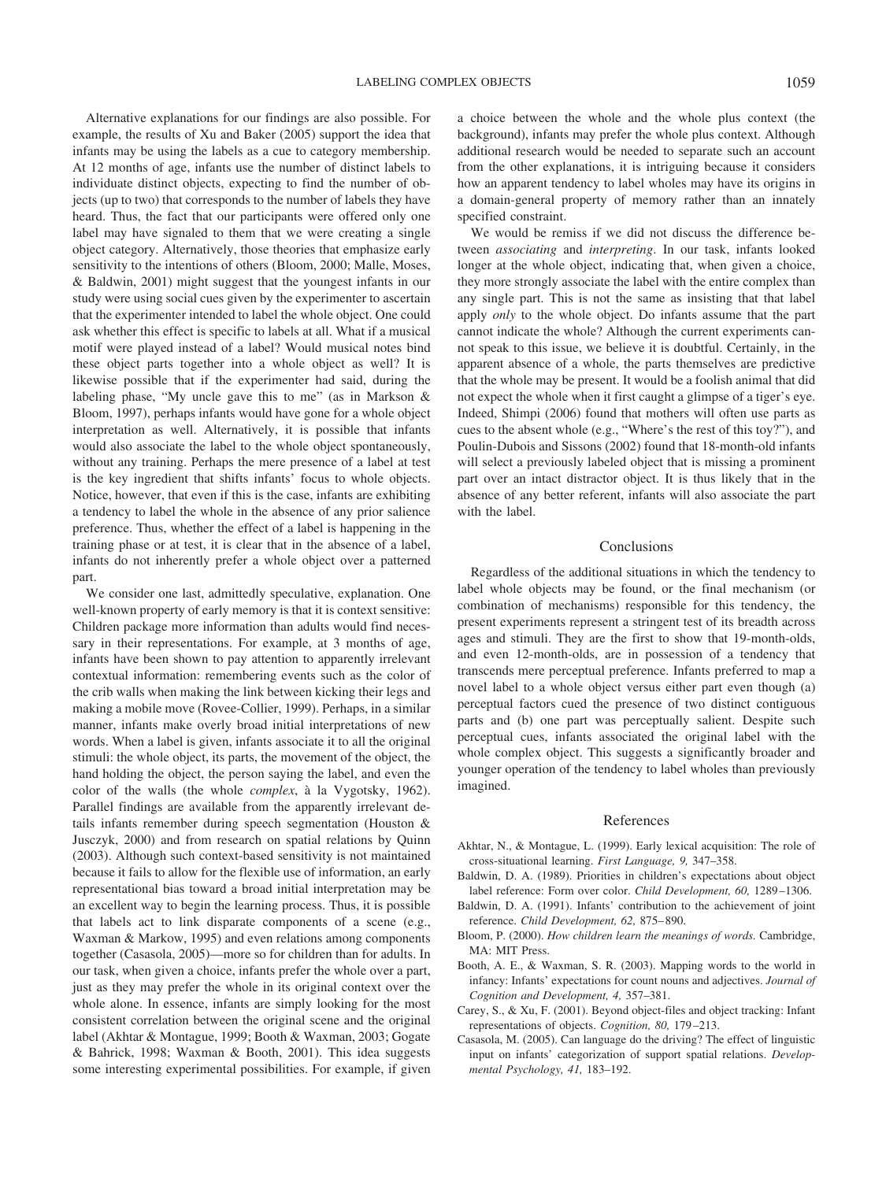Alternative explanations for our findings are also possible. For example, the results of Xu and Baker (2005) support the idea that infants may be using the labels as a cue to category membership. At 12 months of age, infants use the number of distinct labels to individuate distinct objects, expecting to find the number of objects (up to two) that corresponds to the number of labels they have heard. Thus, the fact that our participants were offered only one label may have signaled to them that we were creating a single object category. Alternatively, those theories that emphasize early sensitivity to the intentions of others (Bloom, 2000; Malle, Moses, & Baldwin, 2001) might suggest that the youngest infants in our study were using social cues given by the experimenter to ascertain that the experimenter intended to label the whole object. One could ask whether this effect is specific to labels at all. What if a musical motif were played instead of a label? Would musical notes bind these object parts together into a whole object as well? It is likewise possible that if the experimenter had said, during the labeling phase, "My uncle gave this to me" (as in Markson & Bloom, 1997), perhaps infants would have gone for a whole object interpretation as well. Alternatively, it is possible that infants would also associate the label to the whole object spontaneously, without any training. Perhaps the mere presence of a label at test is the key ingredient that shifts infants' focus to whole objects. Notice, however, that even if this is the case, infants are exhibiting a tendency to label the whole in the absence of any prior salience preference. Thus, whether the effect of a label is happening in the training phase or at test, it is clear that in the absence of a label, infants do not inherently prefer a whole object over a patterned part.

We consider one last, admittedly speculative, explanation. One well-known property of early memory is that it is context sensitive: Children package more information than adults would find necessary in their representations. For example, at 3 months of age, infants have been shown to pay attention to apparently irrelevant contextual information: remembering events such as the color of the crib walls when making the link between kicking their legs and making a mobile move (Rovee-Collier, 1999). Perhaps, in a similar manner, infants make overly broad initial interpretations of new words. When a label is given, infants associate it to all the original stimuli: the whole object, its parts, the movement of the object, the hand holding the object, the person saying the label, and even the color of the walls (the whole *complex*, à la Vygotsky, 1962). Parallel findings are available from the apparently irrelevant details infants remember during speech segmentation (Houston & Jusczyk, 2000) and from research on spatial relations by Quinn (2003). Although such context-based sensitivity is not maintained because it fails to allow for the flexible use of information, an early representational bias toward a broad initial interpretation may be an excellent way to begin the learning process. Thus, it is possible that labels act to link disparate components of a scene (e.g., Waxman & Markow, 1995) and even relations among components together (Casasola, 2005)—more so for children than for adults. In our task, when given a choice, infants prefer the whole over a part, just as they may prefer the whole in its original context over the whole alone. In essence, infants are simply looking for the most consistent correlation between the original scene and the original label (Akhtar & Montague, 1999; Booth & Waxman, 2003; Gogate & Bahrick, 1998; Waxman & Booth, 2001). This idea suggests some interesting experimental possibilities. For example, if given a choice between the whole and the whole plus context (the background), infants may prefer the whole plus context. Although additional research would be needed to separate such an account from the other explanations, it is intriguing because it considers how an apparent tendency to label wholes may have its origins in a domain-general property of memory rather than an innately specified constraint.

We would be remiss if we did not discuss the difference between *associating* and *interpreting*. In our task, infants looked longer at the whole object, indicating that, when given a choice, they more strongly associate the label with the entire complex than any single part. This is not the same as insisting that that label apply *only* to the whole object. Do infants assume that the part cannot indicate the whole? Although the current experiments cannot speak to this issue, we believe it is doubtful. Certainly, in the apparent absence of a whole, the parts themselves are predictive that the whole may be present. It would be a foolish animal that did not expect the whole when it first caught a glimpse of a tiger's eye. Indeed, Shimpi (2006) found that mothers will often use parts as cues to the absent whole (e.g., "Where's the rest of this toy?"), and Poulin-Dubois and Sissons (2002) found that 18-month-old infants will select a previously labeled object that is missing a prominent part over an intact distractor object. It is thus likely that in the absence of any better referent, infants will also associate the part with the label.

## Conclusions

Regardless of the additional situations in which the tendency to label whole objects may be found, or the final mechanism (or combination of mechanisms) responsible for this tendency, the present experiments represent a stringent test of its breadth across ages and stimuli. They are the first to show that 19-month-olds, and even 12-month-olds, are in possession of a tendency that transcends mere perceptual preference. Infants preferred to map a novel label to a whole object versus either part even though (a) perceptual factors cued the presence of two distinct contiguous parts and (b) one part was perceptually salient. Despite such perceptual cues, infants associated the original label with the whole complex object. This suggests a significantly broader and younger operation of the tendency to label wholes than previously imagined.

## References

Akhtar, N., & Montague, L. (1999). Early lexical acquisition: The role of cross-situational learning. *First Language, 9,* 347–358.

Baldwin, D. A. (1989). Priorities in children's expectations about object label reference: Form over color. *Child Development, 60,* 1289–1306.

Baldwin, D. A. (1991). Infants' contribution to the achievement of joint reference. *Child Development, 62,* 875–890.

Bloom, P. (2000). *How children learn the meanings of words.* Cambridge, MA: MIT Press.

Booth, A. E., & Waxman, S. R. (2003). Mapping words to the world in infancy: Infants' expectations for count nouns and adjectives. *Journal of Cognition and Development, 4,* 357–381.

Carey, S., & Xu, F. (2001). Beyond object-files and object tracking: Infant representations of objects. *Cognition, 80,* 179–213.

Casasola, M. (2005). Can language do the driving? The effect of linguistic input on infants' categorization of support spatial relations. *Developmental Psychology, 41,* 183–192.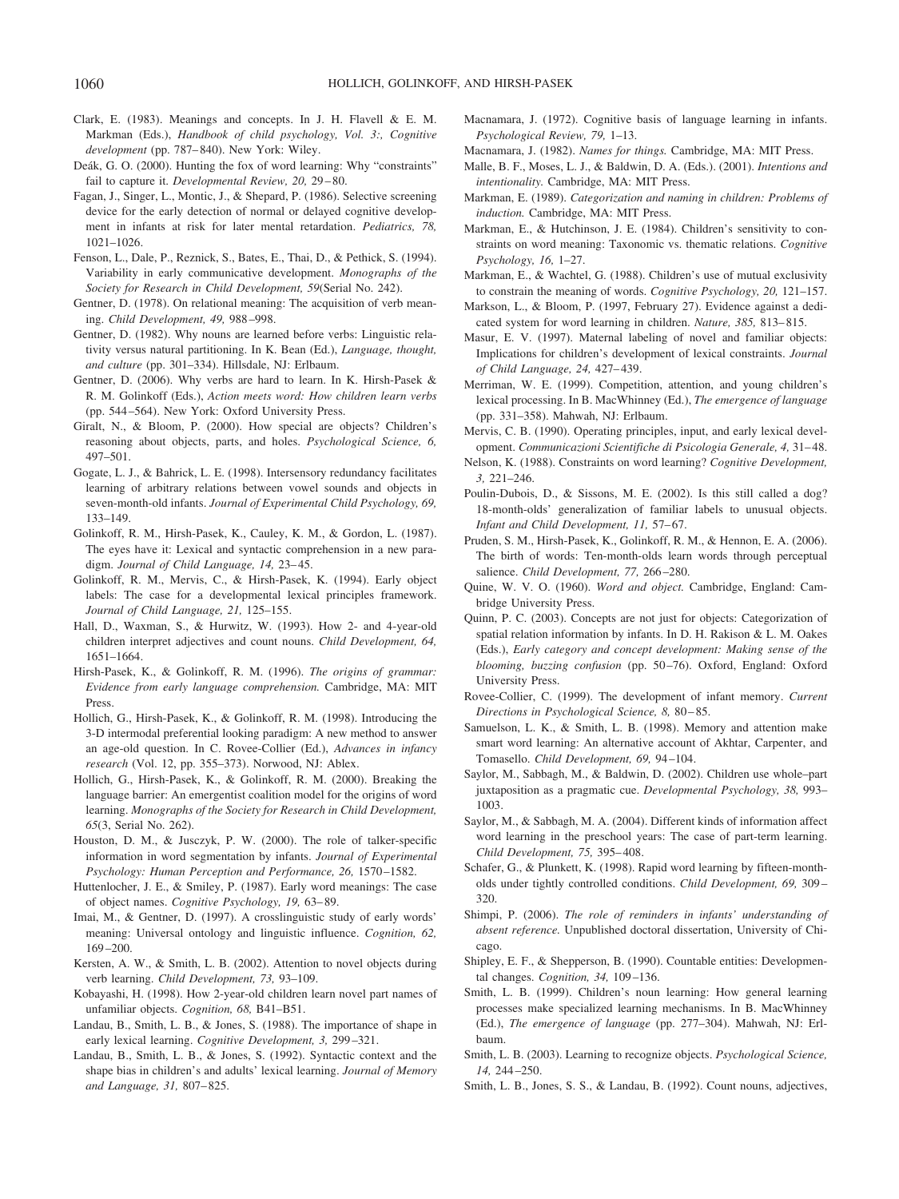Clark, E. (1983). Meanings and concepts. In J. H. Flavell & E. M. Markman (Eds.), *Handbook of child psychology, Vol. 3:, Cognitive development* (pp. 787–840). New York: Wiley.

Deák, G. O. (2000). Hunting the fox of word learning: Why "constraints" fail to capture it. *Developmental Review, 20,* 29–80.

Fagan, J., Singer, L., Montic, J., & Shepard, P. (1986). Selective screening device for the early detection of normal or delayed cognitive development in infants at risk for later mental retardation. *Pediatrics, 78,* 1021–1026.

Fenson, L., Dale, P., Reznick, S., Bates, E., Thai, D., & Pethick, S. (1994). Variability in early communicative development. *Monographs of the Society for Research in Child Development, 59*(Serial No. 242).

Gentner, D. (1978). On relational meaning: The acquisition of verb meaning. *Child Development, 49,* 988–998.

Gentner, D. (1982). Why nouns are learned before verbs: Linguistic relativity versus natural partitioning. In K. Bean (Ed.), *Language, thought, and culture* (pp. 301–334). Hillsdale, NJ: Erlbaum.

Gentner, D. (2006). Why verbs are hard to learn. In K. Hirsh-Pasek & R. M. Golinkoff (Eds.), *Action meets word: How children learn verbs* (pp. 544–564). New York: Oxford University Press.

Giralt, N., & Bloom, P. (2000). How special are objects? Children's reasoning about objects, parts, and holes. *Psychological Science, 6,* 497–501.

Gogate, L. J., & Bahrick, L. E. (1998). Intersensory redundancy facilitates learning of arbitrary relations between vowel sounds and objects in seven-month-old infants. *Journal of Experimental Child Psychology, 69,* 133–149.

Golinkoff, R. M., Hirsh-Pasek, K., Cauley, K. M., & Gordon, L. (1987). The eyes have it: Lexical and syntactic comprehension in a new paradigm. *Journal of Child Language, 14,* 23–45.

Golinkoff, R. M., Mervis, C., & Hirsh-Pasek, K. (1994). Early object labels: The case for a developmental lexical principles framework. *Journal of Child Language, 21,* 125–155.

Hall, D., Waxman, S., & Hurwitz, W. (1993). How 2- and 4-year-old children interpret adjectives and count nouns. *Child Development, 64,* 1651–1664.

Hirsh-Pasek, K., & Golinkoff, R. M. (1996). *The origins of grammar: Evidence from early language comprehension.* Cambridge, MA: MIT Press.

Hollich, G., Hirsh-Pasek, K., & Golinkoff, R. M. (1998). Introducing the 3-D intermodal preferential looking paradigm: A new method to answer an age-old question. In C. Rovee-Collier (Ed.), *Advances in infancy research* (Vol. 12, pp. 355–373). Norwood, NJ: Ablex.

Hollich, G., Hirsh-Pasek, K., & Golinkoff, R. M. (2000). Breaking the language barrier: An emergentist coalition model for the origins of word learning. *Monographs of the Society for Research in Child Development, 65*(3, Serial No. 262).

Houston, D. M., & Jusczyk, P. W. (2000). The role of talker-specific information in word segmentation by infants. *Journal of Experimental Psychology: Human Perception and Performance, 26,* 1570–1582.

Huttenlocher, J. E., & Smiley, P. (1987). Early word meanings: The case of object names. *Cognitive Psychology, 19,* 63–89.

Imai, M., & Gentner, D. (1997). A crosslinguistic study of early words' meaning: Universal ontology and linguistic influence. *Cognition, 62,* 169–200.

Kersten, A. W., & Smith, L. B. (2002). Attention to novel objects during verb learning. *Child Development, 73,* 93–109.

Kobayashi, H. (1998). How 2-year-old children learn novel part names of unfamiliar objects. *Cognition, 68,* B41–B51.

Landau, B., Smith, L. B., & Jones, S. (1988). The importance of shape in early lexical learning. *Cognitive Development, 3,* 299–321.

Landau, B., Smith, L. B., & Jones, S. (1992). Syntactic context and the shape bias in children's and adults' lexical learning. *Journal of Memory and Language, 31,* 807–825.

Macnamara, J. (1972). Cognitive basis of language learning in infants. *Psychological Review, 79,* 1–13.

Macnamara, J. (1982). *Names for things.* Cambridge, MA: MIT Press.

Malle, B. F., Moses, L. J., & Baldwin, D. A. (Eds.). (2001). *Intentions and intentionality.* Cambridge, MA: MIT Press.

Markman, E. (1989). *Categorization and naming in children: Problems of induction.* Cambridge, MA: MIT Press.

Markman, E., & Hutchinson, J. E. (1984). Children's sensitivity to constraints on word meaning: Taxonomic vs. thematic relations. *Cognitive Psychology, 16,* 1–27.

Markman, E., & Wachtel, G. (1988). Children's use of mutual exclusivity to constrain the meaning of words. *Cognitive Psychology, 20,* 121–157.

Markson, L., & Bloom, P. (1997, February 27). Evidence against a dedicated system for word learning in children. *Nature, 385,* 813–815.

Masur, E. V. (1997). Maternal labeling of novel and familiar objects: Implications for children's development of lexical constraints. *Journal of Child Language, 24,* 427–439.

Merriman, W. E. (1999). Competition, attention, and young children's lexical processing. In B. MacWhinney (Ed.), *The emergence of language* (pp. 331–358). Mahwah, NJ: Erlbaum.

Mervis, C. B. (1990). Operating principles, input, and early lexical development. *Communicazioni Scientifiche di Psicologia Generale, 4,* 31–48.

Nelson, K. (1988). Constraints on word learning? *Cognitive Development, 3,* 221–246.

Poulin-Dubois, D., & Sissons, M. E. (2002). Is this still called a dog? 18-month-olds' generalization of familiar labels to unusual objects. *Infant and Child Development, 11,* 57–67.

Pruden, S. M., Hirsh-Pasek, K., Golinkoff, R. M., & Hennon, E. A. (2006). The birth of words: Ten-month-olds learn words through perceptual salience. *Child Development, 77,* 266–280.

Quine, W. V. O. (1960). *Word and object.* Cambridge, England: Cambridge University Press.

Quinn, P. C. (2003). Concepts are not just for objects: Categorization of spatial relation information by infants. In D. H. Rakison & L. M. Oakes (Eds.), *Early category and concept development: Making sense of the blooming, buzzing confusion* (pp. 50–76). Oxford, England: Oxford University Press.

Rovee-Collier, C. (1999). The development of infant memory. *Current Directions in Psychological Science, 8,* 80–85.

Samuelson, L. K., & Smith, L. B. (1998). Memory and attention make smart word learning: An alternative account of Akhtar, Carpenter, and Tomasello. *Child Development, 69,* 94–104.

Saylor, M., Sabbagh, M., & Baldwin, D. (2002). Children use whole–part juxtaposition as a pragmatic cue. *Developmental Psychology, 38,* 993–1003.

Saylor, M., & Sabbagh, M. A. (2004). Different kinds of information affect word learning in the preschool years: The case of part-term learning. *Child Development, 75,* 395–408.

Schafer, G., & Plunkett, K. (1998). Rapid word learning by fifteen-month-olds under tightly controlled conditions. *Child Development, 69,* 309–320.

Shimpi, P. (2006). *The role of reminders in infants' understanding of absent reference.* Unpublished doctoral dissertation, University of Chicago.

Shipley, E. F., & Shepperson, B. (1990). Countable entities: Developmental changes. *Cognition, 34,* 109–136.

Smith, L. B. (1999). Children's noun learning: How general learning processes make specialized learning mechanisms. In B. MacWhinney (Ed.), *The emergence of language* (pp. 277–304). Mahwah, NJ: Erlbaum.

Smith, L. B. (2003). Learning to recognize objects. *Psychological Science, 14,* 244–250.

Smith, L. B., Jones, S. S., & Landau, B. (1992). Count nouns, adjectives,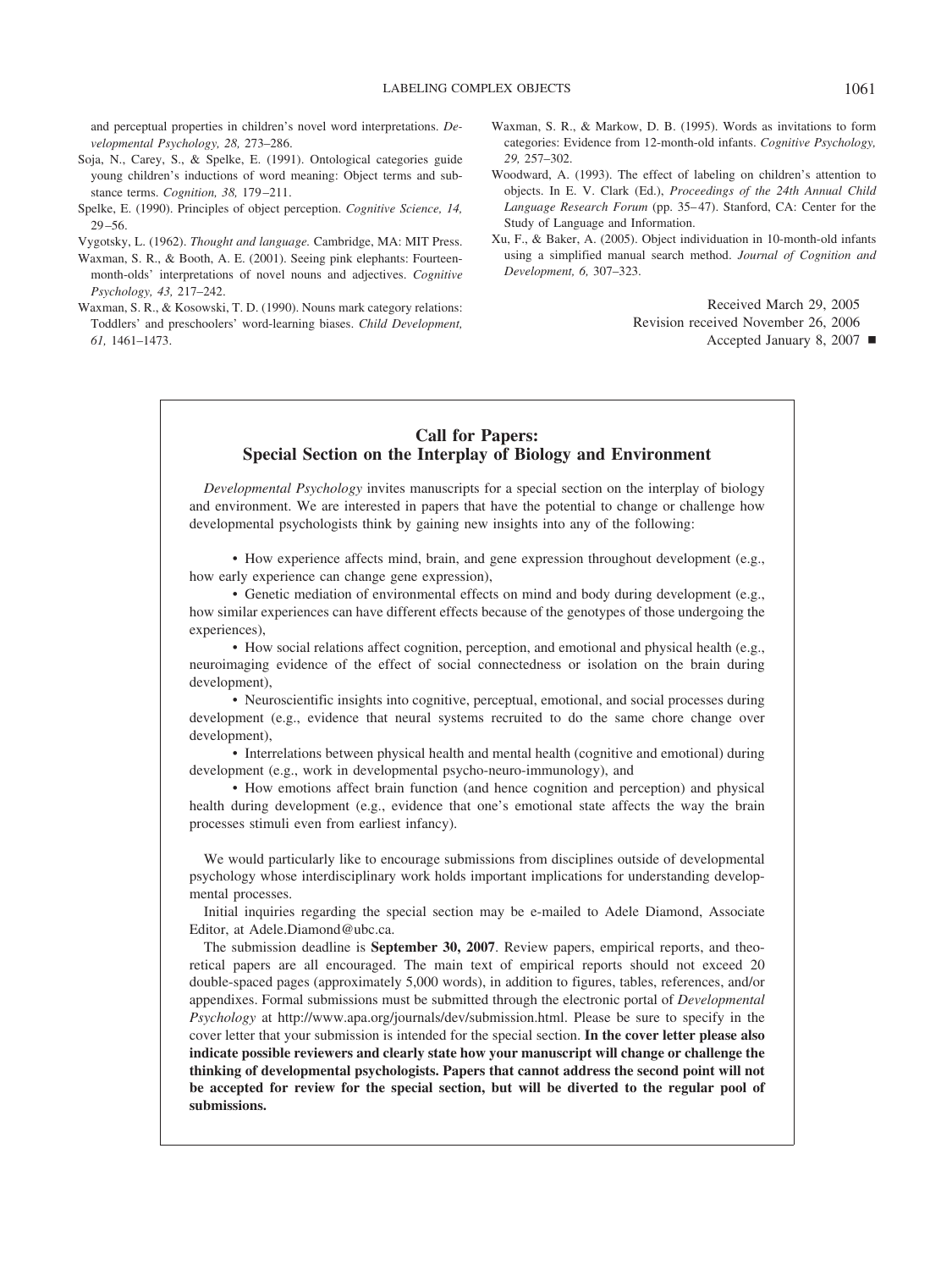and perceptual properties in children's novel word interpretations. *Developmental Psychology, 28,* 273–286.

Soja, N., Carey, S., & Spelke, E. (1991). Ontological categories guide young children's inductions of word meaning: Object terms and substance terms. *Cognition, 38,* 179–211.

Spelke, E. (1990). Principles of object perception. *Cognitive Science, 14,* 29–56.

Vygotsky, L. (1962). *Thought and language.* Cambridge, MA: MIT Press.

Waxman, S. R., & Booth, A. E. (2001). Seeing pink elephants: Fourteen-month-olds' interpretations of novel nouns and adjectives. *Cognitive Psychology, 43,* 217–242.

Waxman, S. R., & Kosowski, T. D. (1990). Nouns mark category relations: Toddlers' and preschoolers' word-learning biases. *Child Development, 61,* 1461–1473.

Waxman, S. R., & Markow, D. B. (1995). Words as invitations to form categories: Evidence from 12-month-old infants. *Cognitive Psychology, 29,* 257–302.

Woodward, A. (1993). The effect of labeling on children's attention to objects. In E. V. Clark (Ed.), *Proceedings of the 24th Annual Child Language Research Forum* (pp. 35–47). Stanford, CA: Center for the Study of Language and Information.

Xu, F., & Baker, A. (2005). Object individuation in 10-month-old infants using a simplified manual search method. *Journal of Cognition and Development, 6,* 307–323.

Received March 29, 2005
Revision received November 26, 2006
Accepted January 8, 2007 ■

## Call for Papers: Special Section on the Interplay of Biology and Environment

*Developmental Psychology* invites manuscripts for a special section on the interplay of biology and environment. We are interested in papers that have the potential to change or challenge how developmental psychologists think by gaining new insights into any of the following:

- How experience affects mind, brain, and gene expression throughout development (e.g., how early experience can change gene expression),
- Genetic mediation of environmental effects on mind and body during development (e.g., how similar experiences can have different effects because of the genotypes of those undergoing the experiences),
- How social relations affect cognition, perception, and emotional and physical health (e.g., neuroimaging evidence of the effect of social connectedness or isolation on the brain during development),
- Neuroscientific insights into cognitive, perceptual, emotional, and social processes during development (e.g., evidence that neural systems recruited to do the same chore change over development),
- Interrelations between physical health and mental health (cognitive and emotional) during development (e.g., work in developmental psycho-neuro-immunology), and
- How emotions affect brain function (and hence cognition and perception) and physical health during development (e.g., evidence that one's emotional state affects the way the brain processes stimuli even from earliest infancy).

We would particularly like to encourage submissions from disciplines outside of developmental psychology whose interdisciplinary work holds important implications for understanding developmental processes.

Initial inquiries regarding the special section may be e-mailed to Adele Diamond, Associate Editor, at Adele.Diamond@ubc.ca.

The submission deadline is **September 30, 2007**. Review papers, empirical reports, and theoretical papers are all encouraged. The main text of empirical reports should not exceed 20 double-spaced pages (approximately 5,000 words), in addition to figures, tables, references, and/or appendixes. Formal submissions must be submitted through the electronic portal of *Developmental Psychology* at http://www.apa.org/journals/dev/submission.html. Please be sure to specify in the cover letter that your submission is intended for the special section. **In the cover letter please also indicate possible reviewers and clearly state how your manuscript will change or challenge the thinking of developmental psychologists. Papers that cannot address the second point will not be accepted for review for the special section, but will be diverted to the regular pool of submissions.**